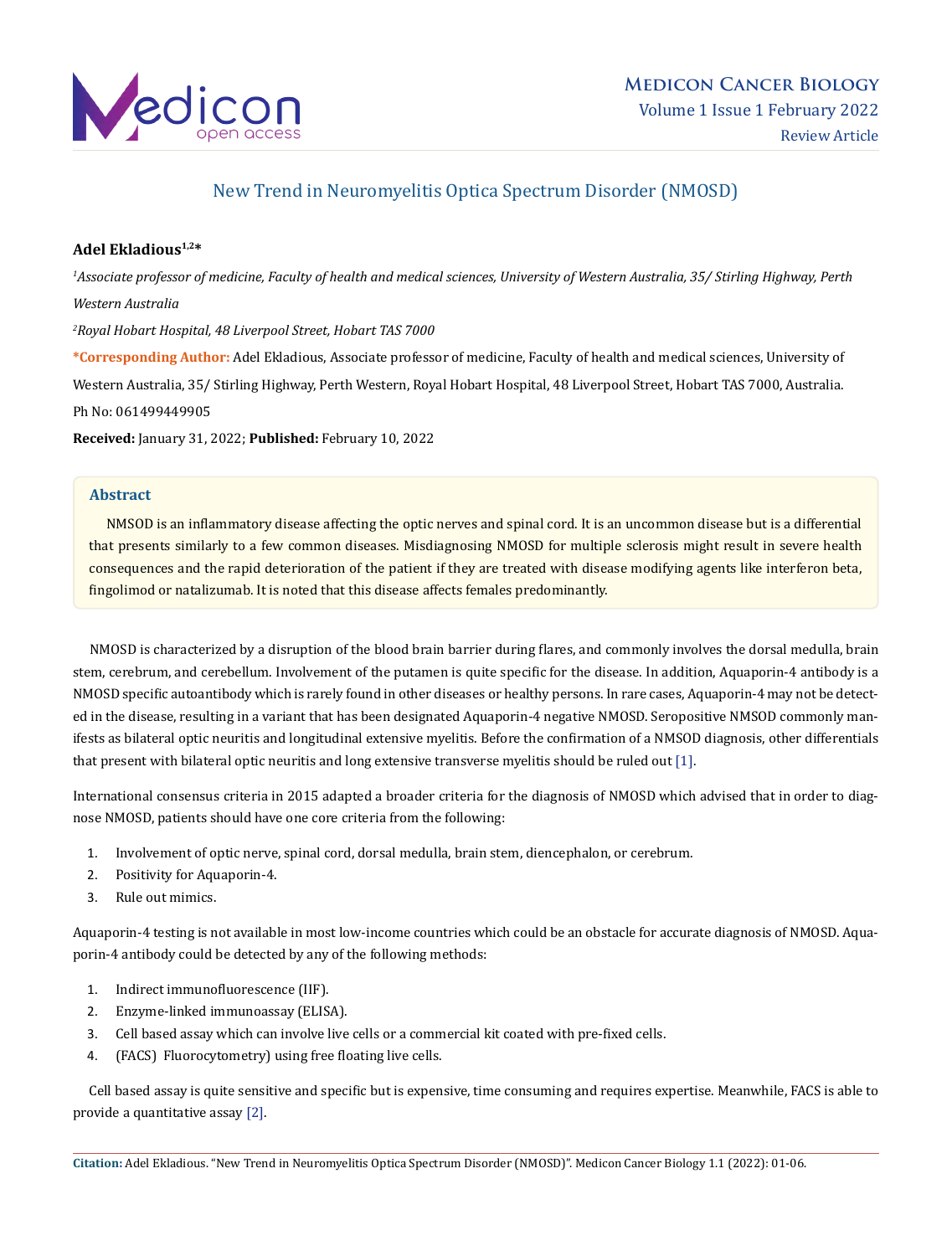# New Trend in Neuromyelitis Optica Spectrum Disorder (NMOSD)

**Adel Ekladious**[1,2]*

[1] *Associate professor of medicine, Faculty of health and medical sciences, University of Western Australia, 35/ Stirling Highway, Perth Western Australia*

[2] *Royal Hobart Hospital, 48 Liverpool Street, Hobart TAS 7000*

***Corresponding Author:** Adel Ekladious, Associate professor of medicine, Faculty of health and medical sciences, University of Western Australia, 35/ Stirling Highway, Perth Western, Royal Hobart Hospital, 48 Liverpool Street, Hobart TAS 7000, Australia. Ph No: 061499449905

**Received:** January 31, 2022; **Published:** February 10, 2022

## Abstract

NMSOD is an inflammatory disease affecting the optic nerves and spinal cord. It is an uncommon disease but is a differential that presents similarly to a few common diseases. Misdiagnosing NMOSD for multiple sclerosis might result in severe health consequences and the rapid deterioration of the patient if they are treated with disease modifying agents like interferon beta, fingolimod or natalizumab. It is noted that this disease affects females predominantly.

NMOSD is characterized by a disruption of the blood brain barrier during flares, and commonly involves the dorsal medulla, brain stem, cerebrum, and cerebellum. Involvement of the putamen is quite specific for the disease. In addition, Aquaporin-4 antibody is a NMOSD specific autoantibody which is rarely found in other diseases or healthy persons. In rare cases, Aquaporin-4 may not be detected in the disease, resulting in a variant that has been designated Aquaporin-4 negative NMOSD. Seropositive NMSOD commonly manifests as bilateral optic neuritis and longitudinal extensive myelitis. Before the confirmation of a NMSOD diagnosis, other differentials that present with bilateral optic neuritis and long extensive transverse myelitis should be ruled out [1].

International consensus criteria in 2015 adapted a broader criteria for the diagnosis of NMOSD which advised that in order to diagnose NMOSD, patients should have one core criteria from the following:

1. Involvement of optic nerve, spinal cord, dorsal medulla, brain stem, diencephalon, or cerebrum.
2. Positivity for Aquaporin-4.
3. Rule out mimics.

Aquaporin-4 testing is not available in most low-income countries which could be an obstacle for accurate diagnosis of NMOSD. Aquaporin-4 antibody could be detected by any of the following methods:

1. Indirect immunofluorescence (IIF).
2. Enzyme-linked immunoassay (ELISA).
3. Cell based assay which can involve live cells or a commercial kit coated with pre-fixed cells.
4. (FACS) Fluorocytometry) using free floating live cells.

Cell based assay is quite sensitive and specific but is expensive, time consuming and requires expertise. Meanwhile, FACS is able to provide a quantitative assay [2].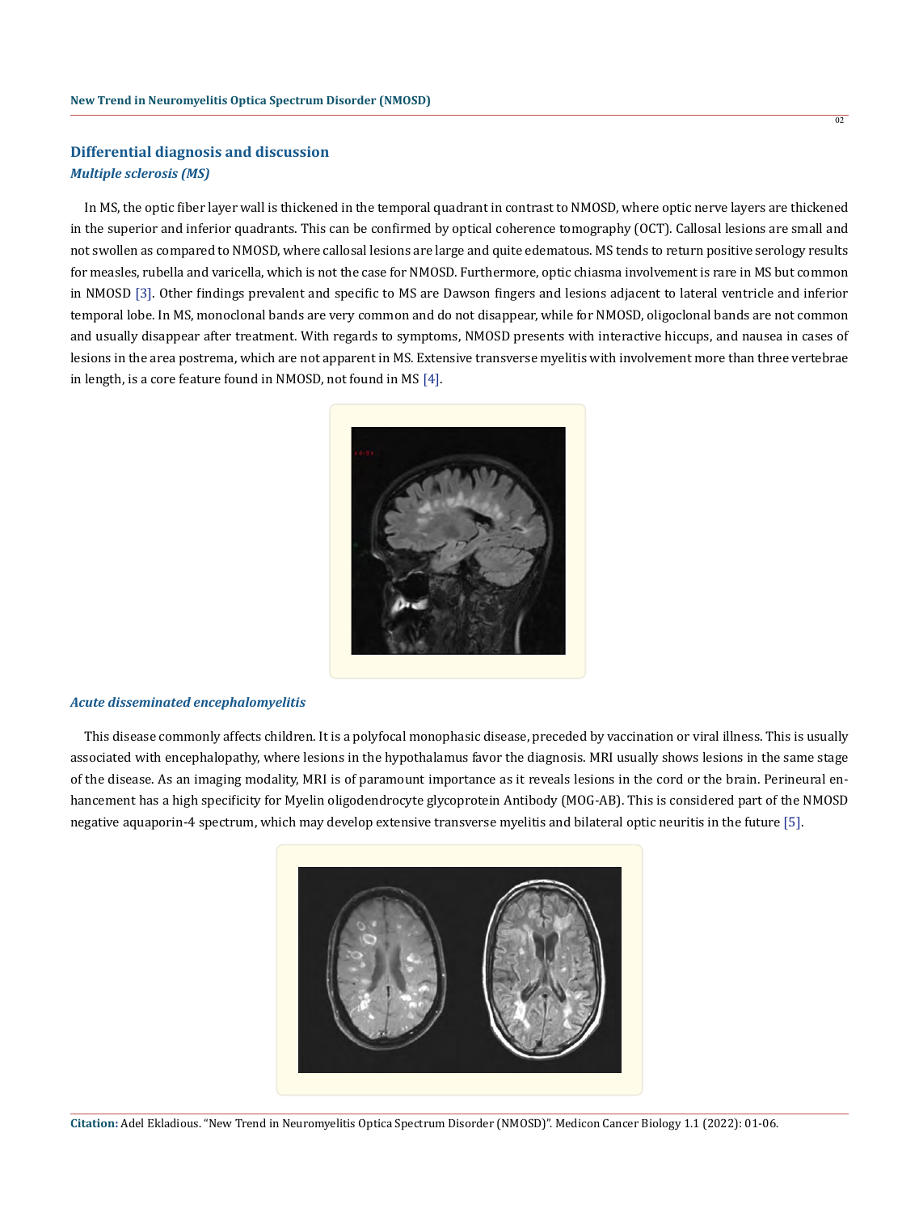## Differential diagnosis and discussion

### *Multiple sclerosis (MS)*

In MS, the optic fiber layer wall is thickened in the temporal quadrant in contrast to NMOSD, where optic nerve layers are thickened in the superior and inferior quadrants. This can be confirmed by optical coherence tomography (OCT). Callosal lesions are small and not swollen as compared to NMOSD, where callosal lesions are large and quite edematous. MS tends to return positive serology results for measles, rubella and varicella, which is not the case for NMOSD. Furthermore, optic chiasma involvement is rare in MS but common in NMOSD [3]. Other findings prevalent and specific to MS are Dawson fingers and lesions adjacent to lateral ventricle and inferior temporal lobe. In MS, monoclonal bands are very common and do not disappear, while for NMOSD, oligoclonal bands are not common and usually disappear after treatment. With regards to symptoms, NMOSD presents with interactive hiccups, and nausea in cases of lesions in the area postrema, which are not apparent in MS. Extensive transverse myelitis with involvement more than three vertebrae in length, is a core feature found in NMOSD, not found in MS [4].

### *Acute disseminated encephalomyelitis*

This disease commonly affects children. It is a polyfocal monophasic disease, preceded by vaccination or viral illness. This is usually associated with encephalopathy, where lesions in the hypothalamus favor the diagnosis. MRI usually shows lesions in the same stage of the disease. As an imaging modality, MRI is of paramount importance as it reveals lesions in the cord or the brain. Perineural enhancement has a high specificity for Myelin oligodendrocyte glycoprotein Antibody (MOG-AB). This is considered part of the NMOSD negative aquaporin-4 spectrum, which may develop extensive transverse myelitis and bilateral optic neuritis in the future [5].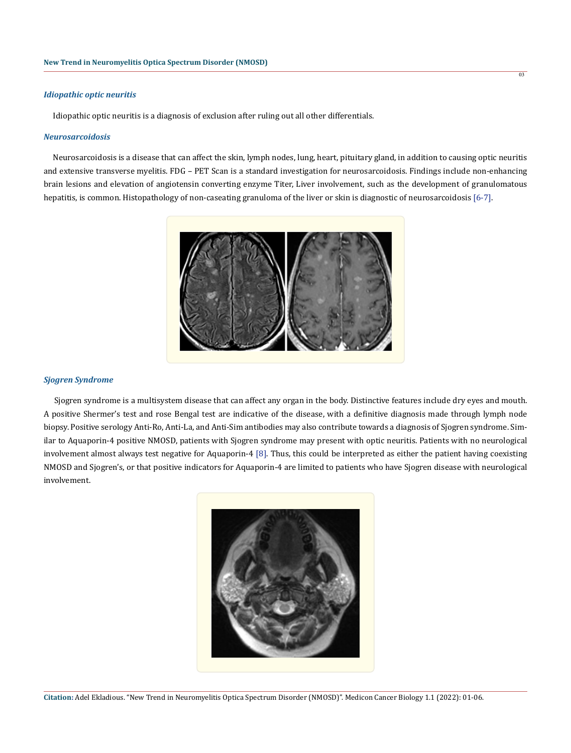### *Idiopathic optic neuritis*

Idiopathic optic neuritis is a diagnosis of exclusion after ruling out all other differentials.

### *Neurosarcoidosis*

Neurosarcoidosis is a disease that can affect the skin, lymph nodes, lung, heart, pituitary gland, in addition to causing optic neuritis and extensive transverse myelitis. FDG – PET Scan is a standard investigation for neurosarcoidosis. Findings include non-enhancing brain lesions and elevation of angiotensin converting enzyme Titer, Liver involvement, such as the development of granulomatous hepatitis, is common. Histopathology of non-caseating granuloma of the liver or skin is diagnostic of neurosarcoidosis [6-7].

### *Sjogren Syndrome*

Sjogren syndrome is a multisystem disease that can affect any organ in the body. Distinctive features include dry eyes and mouth. A positive Shermer's test and rose Bengal test are indicative of the disease, with a definitive diagnosis made through lymph node biopsy. Positive serology Anti-Ro, Anti-La, and Anti-Sim antibodies may also contribute towards a diagnosis of Sjogren syndrome. Similar to Aquaporin-4 positive NMOSD, patients with Sjogren syndrome may present with optic neuritis. Patients with no neurological involvement almost always test negative for Aquaporin-4 [8]. Thus, this could be interpreted as either the patient having coexisting NMOSD and Sjogren's, or that positive indicators for Aquaporin-4 are limited to patients who have Sjogren disease with neurological involvement.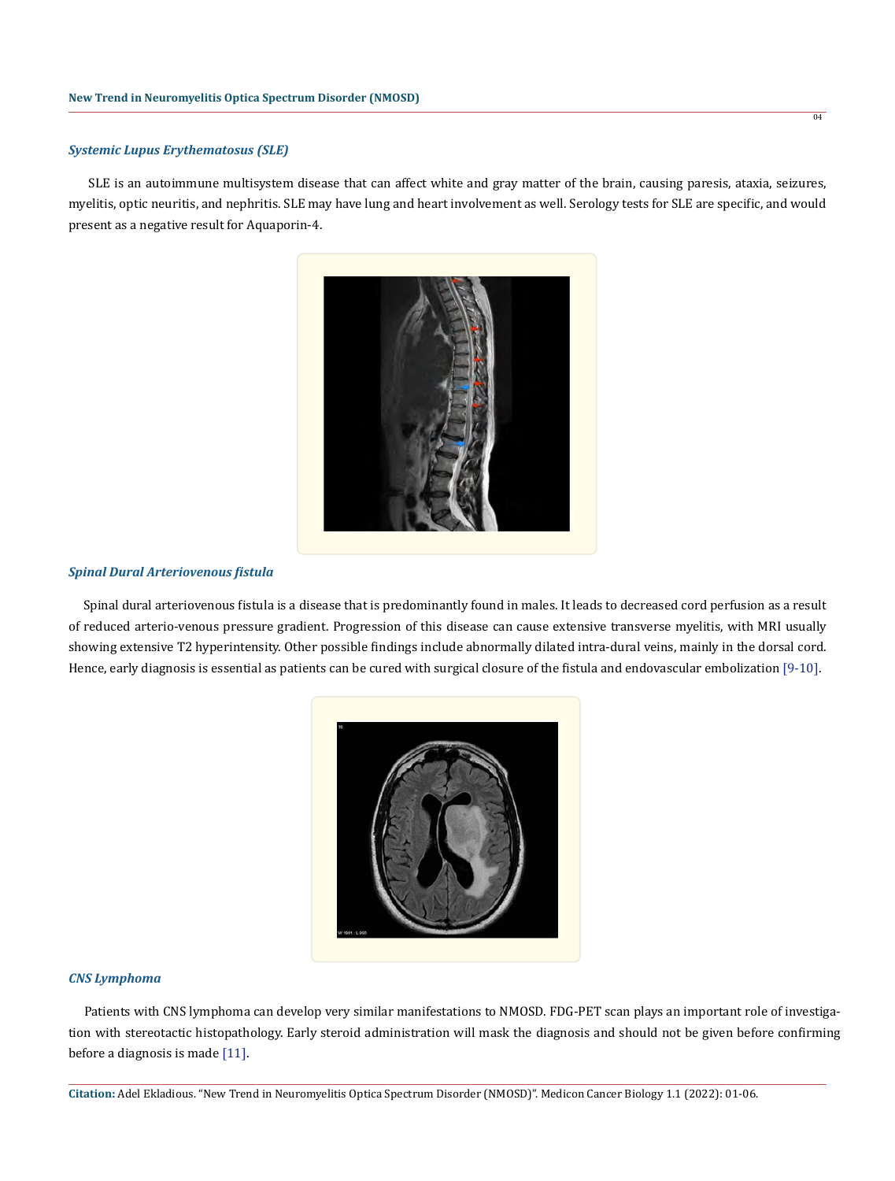### *Systemic Lupus Erythematosus (SLE)*

SLE is an autoimmune multisystem disease that can affect white and gray matter of the brain, causing paresis, ataxia, seizures, myelitis, optic neuritis, and nephritis. SLE may have lung and heart involvement as well. Serology tests for SLE are specific, and would present as a negative result for Aquaporin-4.

### *Spinal Dural Arteriovenous fistula*

Spinal dural arteriovenous fistula is a disease that is predominantly found in males. It leads to decreased cord perfusion as a result of reduced arterio-venous pressure gradient. Progression of this disease can cause extensive transverse myelitis, with MRI usually showing extensive T2 hyperintensity. Other possible findings include abnormally dilated intra-dural veins, mainly in the dorsal cord. Hence, early diagnosis is essential as patients can be cured with surgical closure of the fistula and endovascular embolization [9-10].

### *CNS Lymphoma*

Patients with CNS lymphoma can develop very similar manifestations to NMOSD. FDG-PET scan plays an important role of investigation with stereotactic histopathology. Early steroid administration will mask the diagnosis and should not be given before confirming before a diagnosis is made [11].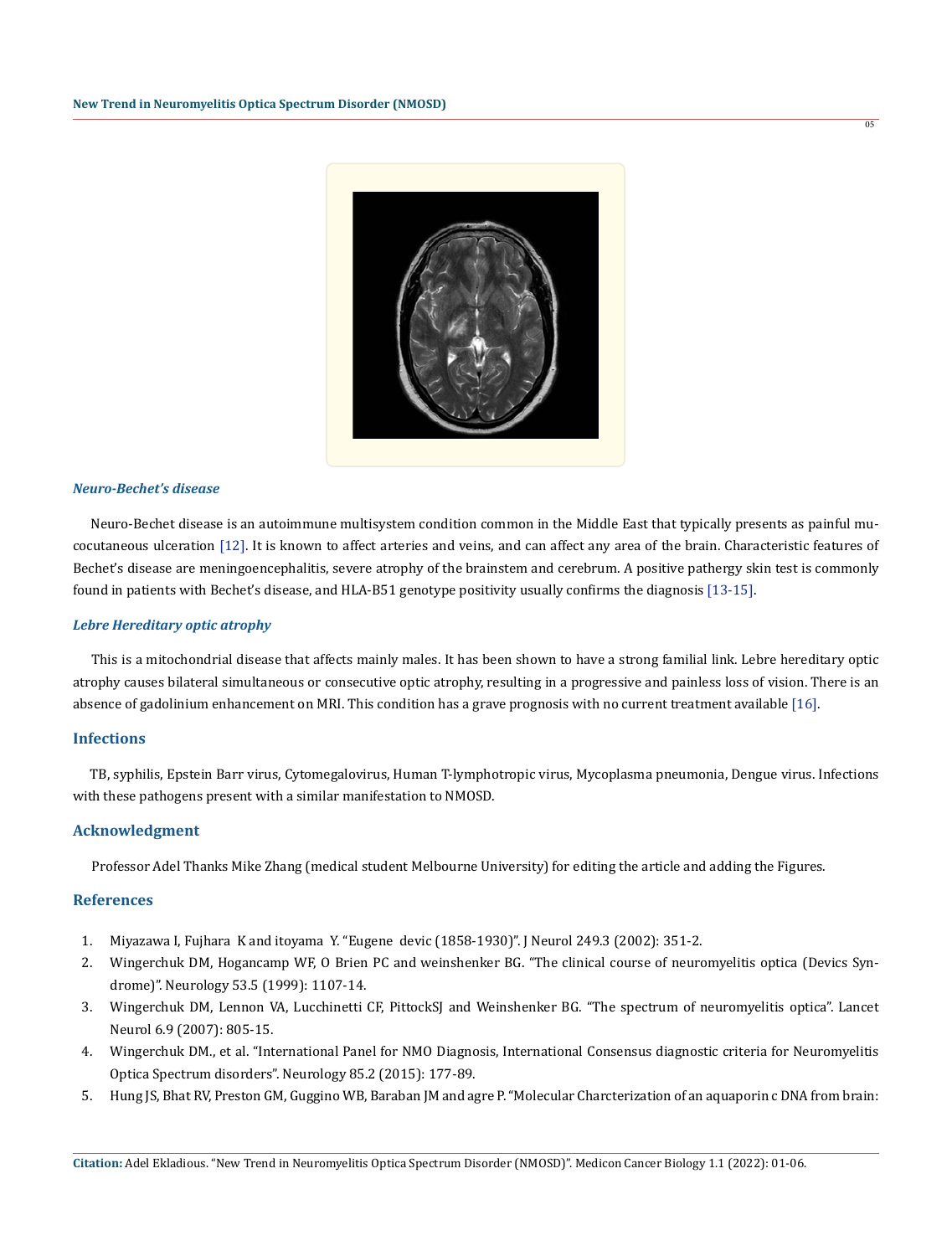### *Neuro-Bechet's disease*

Neuro-Bechet disease is an autoimmune multisystem condition common in the Middle East that typically presents as painful mucocutaneous ulceration [12]. It is known to affect arteries and veins, and can affect any area of the brain. Characteristic features of Bechet's disease are meningoencephalitis, severe atrophy of the brainstem and cerebrum. A positive pathergy skin test is commonly found in patients with Bechet's disease, and HLA-B51 genotype positivity usually confirms the diagnosis [13-15].

### *Lebre Hereditary optic atrophy*

This is a mitochondrial disease that affects mainly males. It has been shown to have a strong familial link. Lebre hereditary optic atrophy causes bilateral simultaneous or consecutive optic atrophy, resulting in a progressive and painless loss of vision. There is an absence of gadolinium enhancement on MRI. This condition has a grave prognosis with no current treatment available [16].

## Infections

TB, syphilis, Epstein Barr virus, Cytomegalovirus, Human T-lymphotropic virus, Mycoplasma pneumonia, Dengue virus. Infections with these pathogens present with a similar manifestation to NMOSD.

## Acknowledgment

Professor Adel Thanks Mike Zhang (medical student Melbourne University) for editing the article and adding the Figures.

## References

1. Miyazawa I, Fujhara K and itoyama Y. "Eugene devic (1858-1930)". J Neurol 249.3 (2002): 351-2.
2. Wingerchuk DM, Hogancamp WF, O Brien PC and weinshenker BG. "The clinical course of neuromyelitis optica (Devics Syndrome)". Neurology 53.5 (1999): 1107-14.
3. Wingerchuk DM, Lennon VA, Lucchinetti CF, PittockSJ and Weinshenker BG. "The spectrum of neuromyelitis optica". Lancet Neurol 6.9 (2007): 805-15.
4. Wingerchuk DM., et al. "International Panel for NMO Diagnosis, International Consensus diagnostic criteria for Neuromyelitis Optica Spectrum disorders". Neurology 85.2 (2015): 177-89.
5. Hung JS, Bhat RV, Preston GM, Guggino WB, Baraban JM and agre P. "Molecular Charcterization of an aquaporin c DNA from brain: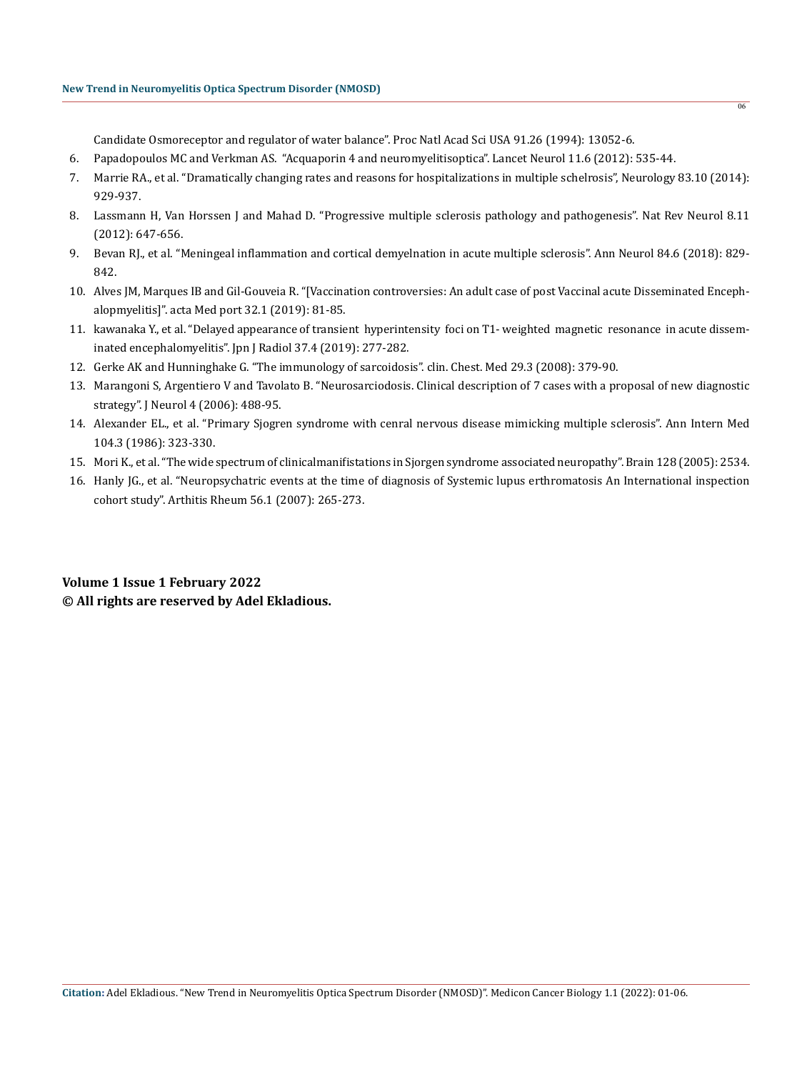Candidate Osmoreceptor and regulator of water balance". Proc Natl Acad Sci USA 91.26 (1994): 13052-6.

6. Papadopoulos MC and Verkman AS. "Acquaporin 4 and neuromyelitisoptica". Lancet Neurol 11.6 (2012): 535-44.
7. Marrie RA., et al. "Dramatically changing rates and reasons for hospitalizations in multiple schelrosis", Neurology 83.10 (2014): 929-937.
8. Lassmann H, Van Horssen J and Mahad D. "Progressive multiple sclerosis pathology and pathogenesis". Nat Rev Neurol 8.11 (2012): 647-656.
9. Bevan RJ., et al. "Meningeal inflammation and cortical demyelnation in acute multiple sclerosis". Ann Neurol 84.6 (2018): 829-842.
10. Alves JM, Marques IB and Gil-Gouveia R. "[Vaccination controversies: An adult case of post Vaccinal acute Disseminated Encephalopmyelitis]". acta Med port 32.1 (2019): 81-85.
11. kawanaka Y., et al. "Delayed appearance of transient hyperintensity foci on T1- weighted magnetic resonance in acute disseminated encephalomyelitis". Jpn J Radiol 37.4 (2019): 277-282.
12. Gerke AK and Hunninghake G. "The immunology of sarcoidosis". clin. Chest. Med 29.3 (2008): 379-90.
13. Marangoni S, Argentiero V and Tavolato B. "Neurosarciodosis. Clinical description of 7 cases with a proposal of new diagnostic strategy". J Neurol 4 (2006): 488-95.
14. Alexander EL., et al. "Primary Sjogren syndrome with cenral nervous disease mimicking multiple sclerosis". Ann Intern Med 104.3 (1986): 323-330.
15. Mori K., et al. "The wide spectrum of clinicalmanifistations in Sjorgen syndrome associated neuropathy". Brain 128 (2005): 2534.
16. Hanly JG., et al. "Neuropsychatric events at the time of diagnosis of Systemic lupus erthromatosis An International inspection cohort study". Arthitis Rheum 56.1 (2007): 265-273.

**Volume 1 Issue 1 February 2022**
**© All rights are reserved by Adel Ekladious.**